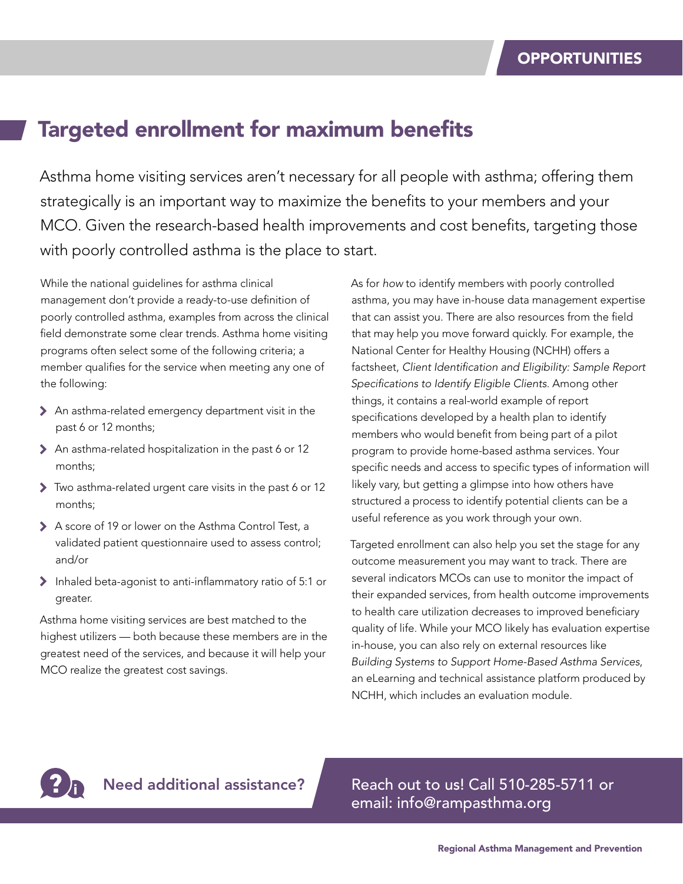OPPORTUNITIES

# Targeted enrollment for maximum benefits

Asthma home visiting services aren't necessary for all people with asthma; offering them strategically is an important way to maximize the benefits to your members and your MCO. Given the research-based health improvements and cost benefits, targeting those with poorly controlled asthma is the place to start.

While the national guidelines for asthma clinical management don't provide a ready-to-use definition of poorly controlled asthma, examples from across the clinical field demonstrate some clear trends. Asthma home visiting programs often select some of the following criteria; a member qualifies for the service when meeting any one of the following:

- An asthma-related emergency department visit in the past 6 or 12 months;
- An asthma-related hospitalization in the past 6 or 12 months;
- Two asthma-related urgent care visits in the past 6 or 12 months;
- A score of 19 or lower on the Asthma Control Test, a validated patient questionnaire used to assess control; and/or
- Inhaled beta-agonist to anti-inflammatory ratio of 5:1 or greater.

Asthma home visiting services are best matched to the highest utilizers — both because these members are in the greatest need of the services, and because it will help your MCO realize the greatest cost savings.

As for *how* to identify members with poorly controlled asthma, you may have in-house data management expertise that can assist you. There are also resources from the field that may help you move forward quickly. For example, the National Center for Healthy Housing (NCHH) offers a factsheet, *Client Identification and Eligibility: Sample Report Specifications to Identify Eligible Clients*. Among other things, it contains a real-world example of report specifications developed by a health plan to identify members who would benefit from being part of a pilot program to provide home-based asthma services. Your specific needs and access to specific types of information will likely vary, but getting a glimpse into how others have structured a process to identify potential clients can be a useful reference as you work through your own.

Targeted enrollment can also help you set the stage for any outcome measurement you may want to track. There are several indicators MCOs can use to monitor the impact of their expanded services, from health outcome improvements to health care utilization decreases to improved beneficiary quality of life. While your MCO likely has evaluation expertise in-house, you can also rely on external resources like *Building Systems to Support Home-Based Asthma Services*, an eLearning and technical assistance platform produced by NCHH, which includes an evaluation module.

**Need additional assistance?** Reach out to us! Call 510-285-5711 or email: info@rampasthma.org

Regional Asthma Management and Prevention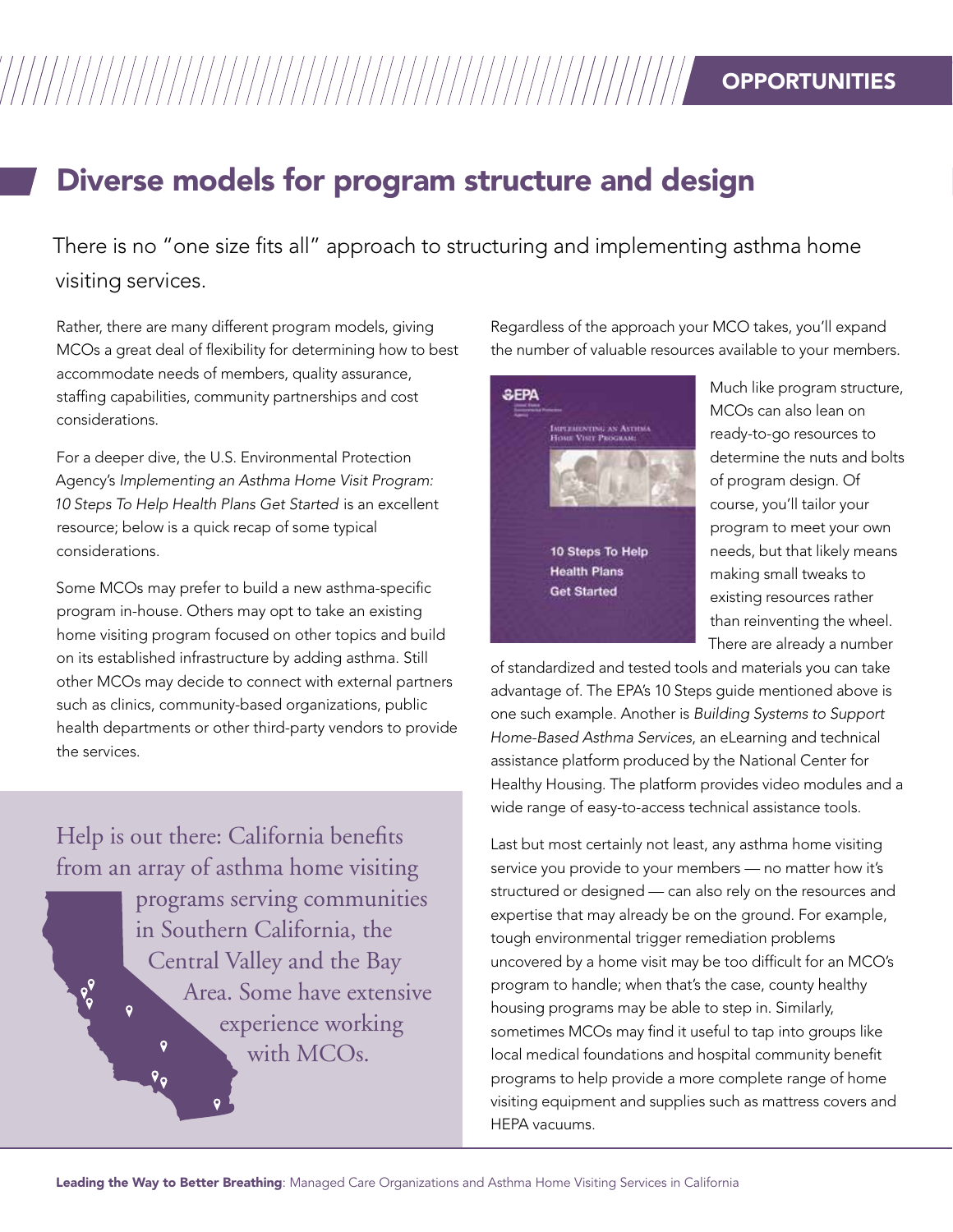## Diverse models for program structure and design

There is no "one size fits all" approach to structuring and implementing asthma home visiting services.

Rather, there are many different program models, giving MCOs a great deal of flexibility for determining how to best accommodate needs of members, quality assurance, staffing capabilities, community partnerships and cost considerations.

For a deeper dive, the U.S. Environmental Protection Agency's *Implementing an Asthma Home Visit Program: 10 Steps To Help Health Plans Get Started* is an excellent resource; below is a quick recap of some typical considerations.

Some MCOs may prefer to build a new asthma-specific program in-house. Others may opt to take an existing home visiting program focused on other topics and build on its established infrastructure by adding asthma. Still other MCOs may decide to connect with external partners such as clinics, community-based organizations, public health departments or other third-party vendors to provide the services.

Help is out there: California benefits from an array of asthma home visiting programs serving communities in Southern California, the Central Valley and the Bay Area. Some have extensive experience working with MCOs.

Regardless of the approach your MCO takes, you'll expand the number of valuable resources available to your members.

Much like program structure, MCOs can also lean on ready-to-go resources to determine the nuts and bolts of program design. Of course, you'll tailor your program to meet your own needs, but that likely means making small tweaks to existing resources rather than reinventing the wheel. There are already a number of standardized and tested tools and materials you can take advantage of. The EPA's 10 Steps guide mentioned above is one such example. Another is *Building Systems to Support Home-Based Asthma Services*, an eLearning and technical assistance platform produced by the National Center for Healthy Housing. The platform provides video modules and a wide range of easy-to-access technical assistance tools.

Last but most certainly not least, any asthma home visiting service you provide to your members — no matter how it's structured or designed — can also rely on the resources and expertise that may already be on the ground. For example, tough environmental trigger remediation problems uncovered by a home visit may be too difficult for an MCO's program to handle; when that's the case, county healthy housing programs may be able to step in. Similarly, sometimes MCOs may find it useful to tap into groups like local medical foundations and hospital community benefit programs to help provide a more complete range of home visiting equipment and supplies such as mattress covers and HEPA vacuums.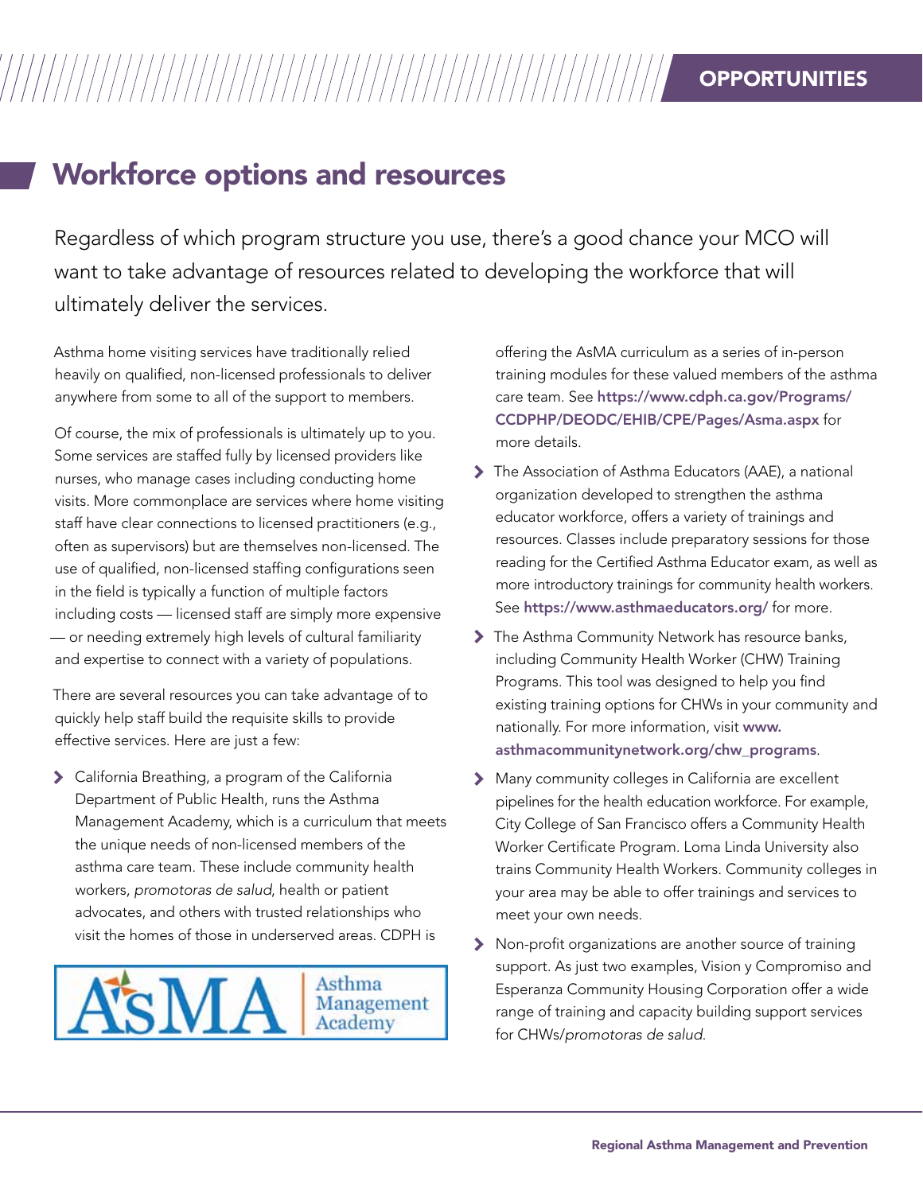# Workforce options and resources

Regardless of which program structure you use, there's a good chance your MCO will want to take advantage of resources related to developing the workforce that will ultimately deliver the services.

Asthma home visiting services have traditionally relied heavily on qualified, non-licensed professionals to deliver anywhere from some to all of the support to members.

Of course, the mix of professionals is ultimately up to you. Some services are staffed fully by licensed providers like nurses, who manage cases including conducting home visits. More commonplace are services where home visiting staff have clear connections to licensed practitioners (e.g., often as supervisors) but are themselves non-licensed. The use of qualified, non-licensed staffing configurations seen in the field is typically a function of multiple factors including costs — licensed staff are simply more expensive — or needing extremely high levels of cultural familiarity and expertise to connect with a variety of populations.

There are several resources you can take advantage of to quickly help staff build the requisite skills to provide effective services. Here are just a few:

- California Breathing, a program of the California Department of Public Health, runs the Asthma Management Academy, which is a curriculum that meets the unique needs of non-licensed members of the asthma care team. These include community health workers, *promotoras de salud*, health or patient advocates, and others with trusted relationships who visit the homes of those in underserved areas. CDPH is offering the AsMA curriculum as a series of in-person training modules for these valued members of the asthma care team. See **https://www.cdph.ca.gov/Programs/CCDPHP/DEODC/EHIB/CPE/Pages/Asma.aspx** for more details.
- The Association of Asthma Educators (AAE), a national organization developed to strengthen the asthma educator workforce, offers a variety of trainings and resources. Classes include preparatory sessions for those reading for the Certified Asthma Educator exam, as well as more introductory trainings for community health workers. See **https://www.asthmaeducators.org/** for more.
- The Asthma Community Network has resource banks, including Community Health Worker (CHW) Training Programs. This tool was designed to help you find existing training options for CHWs in your community and nationally. For more information, visit **www.asthmacommunitynetwork.org/chw_programs**.
- Many community colleges in California are excellent pipelines for the health education workforce. For example, City College of San Francisco offers a Community Health Worker Certificate Program. Loma Linda University also trains Community Health Workers. Community colleges in your area may be able to offer trainings and services to meet your own needs.
- Non-profit organizations are another source of training support. As just two examples, Vision y Compromiso and Esperanza Community Housing Corporation offer a wide range of training and capacity building support services for CHWs/*promotoras de salud*.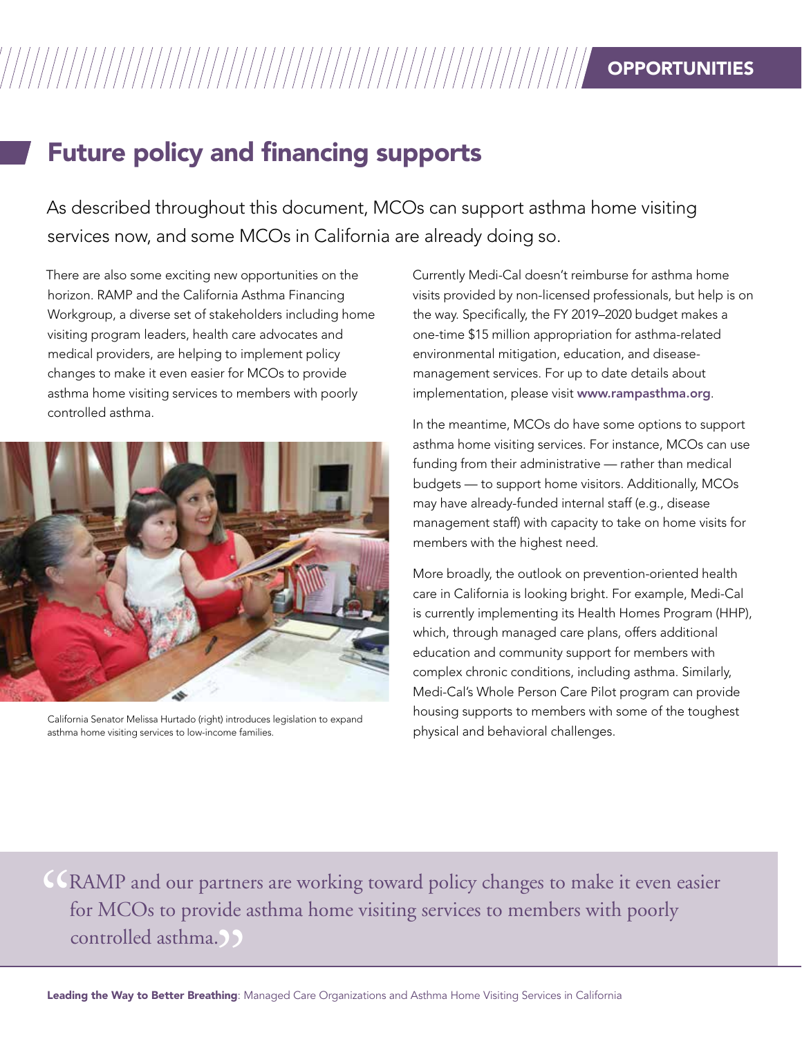# Future policy and financing supports

As described throughout this document, MCOs can support asthma home visiting services now, and some MCOs in California are already doing so.

There are also some exciting new opportunities on the horizon. RAMP and the California Asthma Financing Workgroup, a diverse set of stakeholders including home visiting program leaders, health care advocates and medical providers, are helping to implement policy changes to make it even easier for MCOs to provide asthma home visiting services to members with poorly controlled asthma.

California Senator Melissa Hurtado (right) introduces legislation to expand asthma home visiting services to low-income families.

Currently Medi-Cal doesn't reimburse for asthma home visits provided by non-licensed professionals, but help is on the way. Specifically, the FY 2019–2020 budget makes a one-time $15 million appropriation for asthma-related environmental mitigation, education, and disease-management services. For up to date details about implementation, please visit **www.rampasthma.org**.

In the meantime, MCOs do have some options to support asthma home visiting services. For instance, MCOs can use funding from their administrative — rather than medical budgets — to support home visitors. Additionally, MCOs may have already-funded internal staff (e.g., disease management staff) with capacity to take on home visits for members with the highest need.

More broadly, the outlook on prevention-oriented health care in California is looking bright. For example, Medi-Cal is currently implementing its Health Homes Program (HHP), which, through managed care plans, offers additional education and community support for members with complex chronic conditions, including asthma. Similarly, Medi-Cal's Whole Person Care Pilot program can provide housing supports to members with some of the toughest physical and behavioral challenges.

> "RAMP and our partners are working toward policy changes to make it even easier for MCOs to provide asthma home visiting services to members with poorly controlled asthma."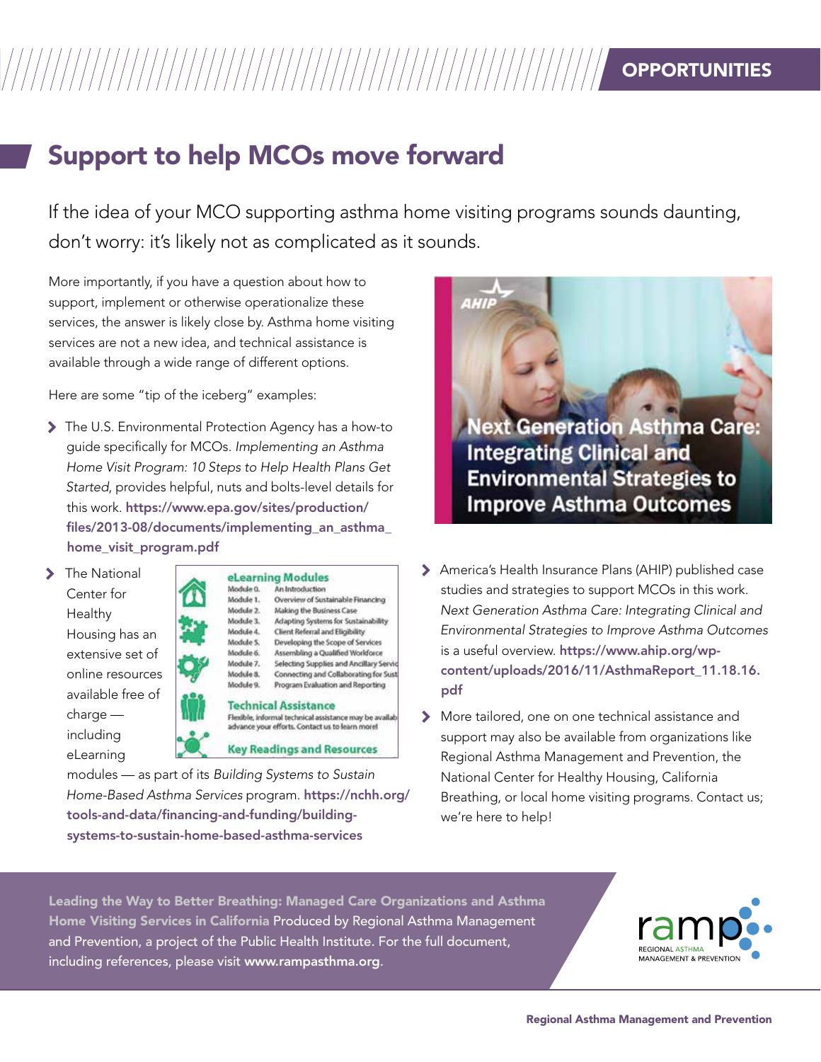OPPORTUNITIES

# Support to help MCOs move forward

If the idea of your MCO supporting asthma home visiting programs sounds daunting, don't worry: it's likely not as complicated as it sounds.

More importantly, if you have a question about how to support, implement or otherwise operationalize these services, the answer is likely close by. Asthma home visiting services are not a new idea, and technical assistance is available through a wide range of different options.

Here are some "tip of the iceberg" examples:

- The U.S. Environmental Protection Agency has a how-to guide specifically for MCOs. *Implementing an Asthma Home Visit Program: 10 Steps to Help Health Plans Get Started*, provides helpful, nuts and bolts-level details for this work. **https://www.epa.gov/sites/production/files/2013-08/documents/implementing_an_asthma_home_visit_program.pdf**

- The National Center for Healthy Housing has an extensive set of online resources available free of charge — including eLearning modules — as part of its *Building Systems to Sustain Home-Based Asthma Services* program. **https://nchh.org/tools-and-data/financing-and-funding/building-systems-to-sustain-home-based-asthma-services**

eLearning Modules

Module 0. An Introduction
Module 1. Overview of Sustainable Financing
Module 2. Making the Business Case
Module 3. Adapting Systems for Sustainability
Module 4. Client Referral and Eligibility
Module 5. Developing the Scope of Services
Module 6. Assembling a Qualified Workforce
Module 7. Selecting Supplies and Ancillary Servic
Module 8. Connecting and Collaborating for Sust
Module 9. Program Evaluation and Reporting

Technical Assistance

Flexible, informal technical assistance may be availab advance your efforts. Contact us to learn more!

Key Readings and Resources

AHIP

Next Generation Asthma Care: Integrating Clinical and Environmental Strategies to Improve Asthma Outcomes

- America's Health Insurance Plans (AHIP) published case studies and strategies to support MCOs in this work. *Next Generation Asthma Care: Integrating Clinical and Environmental Strategies to Improve Asthma Outcomes* is a useful overview. **https://www.ahip.org/wp-content/uploads/2016/11/AsthmaReport_11.18.16.pdf**

- More tailored, one on one technical assistance and support may also be available from organizations like Regional Asthma Management and Prevention, the National Center for Healthy Housing, California Breathing, or local home visiting programs. Contact us; we're here to help!

**Leading the Way to Better Breathing: Managed Care Organizations and Asthma Home Visiting Services in California** Produced by Regional Asthma Management and Prevention, a project of the Public Health Institute. For the full document, including references, please visit **www.rampasthma.org**.

ramp
REGIONAL ASTHMA MANAGEMENT & PREVENTION

Regional Asthma Management and Prevention